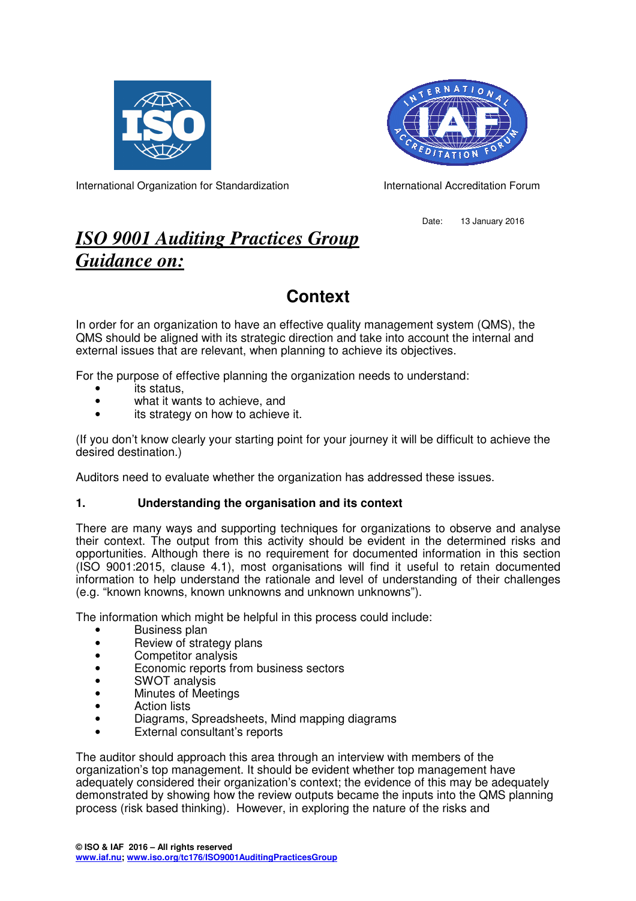International Organization for Standardization

International Accreditation Forum

Date: 13 January 2016

# *ISO 9001 Auditing Practices Group Guidance on:*

## Context

In order for an organization to have an effective quality management system (QMS), the QMS should be aligned with its strategic direction and take into account the internal and external issues that are relevant, when planning to achieve its objectives.

For the purpose of effective planning the organization needs to understand:

- its status,
- what it wants to achieve, and
- its strategy on how to achieve it.

(If you don't know clearly your starting point for your journey it will be difficult to achieve the desired destination.)

Auditors need to evaluate whether the organization has addressed these issues.

### 1. Understanding the organisation and its context

There are many ways and supporting techniques for organizations to observe and analyse their context. The output from this activity should be evident in the determined risks and opportunities. Although there is no requirement for documented information in this section (ISO 9001:2015, clause 4.1), most organisations will find it useful to retain documented information to help understand the rationale and level of understanding of their challenges (e.g. "known knowns, known unknowns and unknown unknowns").

The information which might be helpful in this process could include:

- Business plan
- Review of strategy plans
- Competitor analysis
- Economic reports from business sectors
- SWOT analysis
- Minutes of Meetings
- Action lists
- Diagrams, Spreadsheets, Mind mapping diagrams
- External consultant's reports

The auditor should approach this area through an interview with members of the organization's top management. It should be evident whether top management have adequately considered their organization's context; the evidence of this may be adequately demonstrated by showing how the review outputs became the inputs into the QMS planning process (risk based thinking). However, in exploring the nature of the risks and

**© ISO & IAF 2016 – All rights reserved**
**www.iaf.nu; www.iso.org/tc176/ISO9001AuditingPracticesGroup**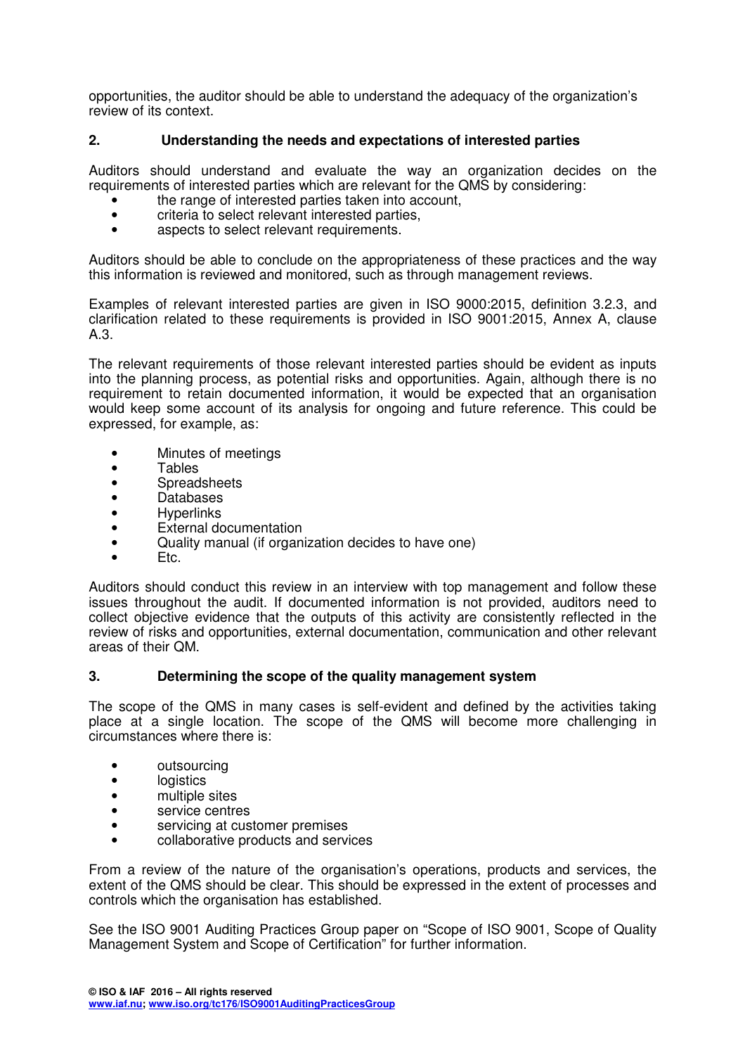opportunities, the auditor should be able to understand the adequacy of the organization's review of its context.

## 2. Understanding the needs and expectations of interested parties

Auditors should understand and evaluate the way an organization decides on the requirements of interested parties which are relevant for the QMS by considering:

- the range of interested parties taken into account,
- criteria to select relevant interested parties,
- aspects to select relevant requirements.

Auditors should be able to conclude on the appropriateness of these practices and the way this information is reviewed and monitored, such as through management reviews.

Examples of relevant interested parties are given in ISO 9000:2015, definition 3.2.3, and clarification related to these requirements is provided in ISO 9001:2015, Annex A, clause A.3.

The relevant requirements of those relevant interested parties should be evident as inputs into the planning process, as potential risks and opportunities. Again, although there is no requirement to retain documented information, it would be expected that an organisation would keep some account of its analysis for ongoing and future reference. This could be expressed, for example, as:

- Minutes of meetings
- Tables
- Spreadsheets
- Databases
- Hyperlinks
- External documentation
- Quality manual (if organization decides to have one)
- Etc.

Auditors should conduct this review in an interview with top management and follow these issues throughout the audit. If documented information is not provided, auditors need to collect objective evidence that the outputs of this activity are consistently reflected in the review of risks and opportunities, external documentation, communication and other relevant areas of their QM.

## 3. Determining the scope of the quality management system

The scope of the QMS in many cases is self-evident and defined by the activities taking place at a single location. The scope of the QMS will become more challenging in circumstances where there is:

- outsourcing
- logistics
- multiple sites
- service centres
- servicing at customer premises
- collaborative products and services

From a review of the nature of the organisation's operations, products and services, the extent of the QMS should be clear. This should be expressed in the extent of processes and controls which the organisation has established.

See the ISO 9001 Auditing Practices Group paper on "Scope of ISO 9001, Scope of Quality Management System and Scope of Certification" for further information.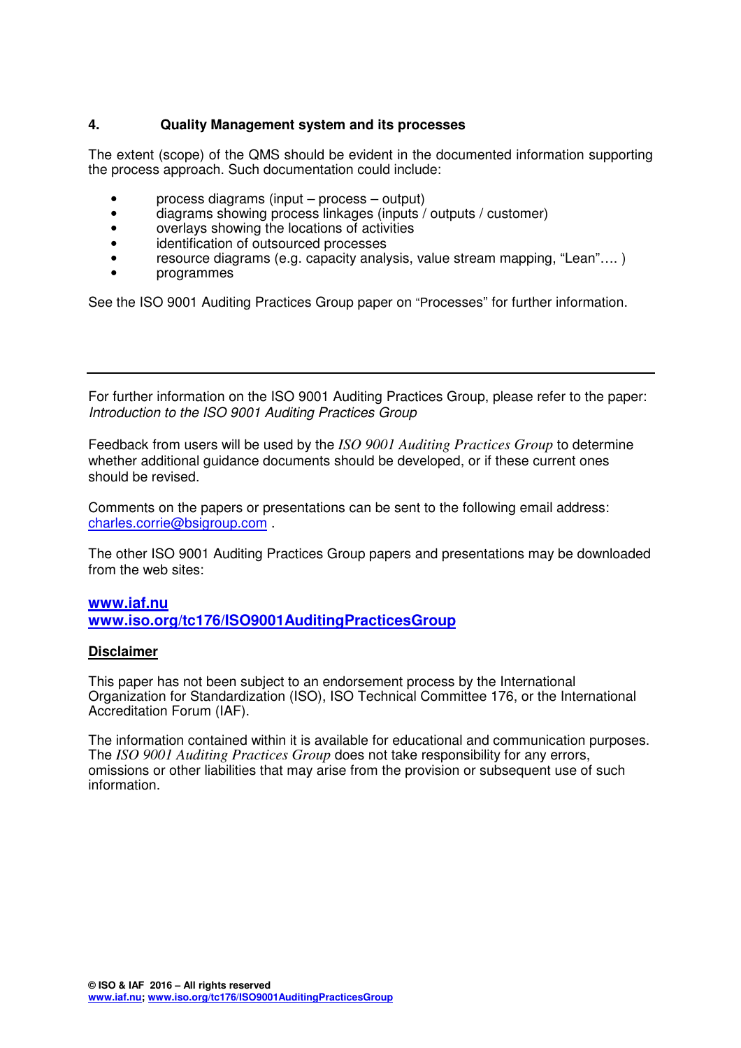## 4. Quality Management system and its processes

The extent (scope) of the QMS should be evident in the documented information supporting the process approach. Such documentation could include:

- process diagrams (input – process – output)
- diagrams showing process linkages (inputs / outputs / customer)
- overlays showing the locations of activities
- identification of outsourced processes
- resource diagrams (e.g. capacity analysis, value stream mapping, "Lean"…. )
- programmes

See the ISO 9001 Auditing Practices Group paper on "Processes" for further information.

---

For further information on the ISO 9001 Auditing Practices Group, please refer to the paper: *Introduction to the ISO 9001 Auditing Practices Group*

Feedback from users will be used by the *ISO 9001 Auditing Practices Group* to determine whether additional guidance documents should be developed, or if these current ones should be revised.

Comments on the papers or presentations can be sent to the following email address: charles.corrie@bsigroup.com .

The other ISO 9001 Auditing Practices Group papers and presentations may be downloaded from the web sites:

**www.iaf.nu**
**www.iso.org/tc176/ISO9001AuditingPracticesGroup**

**Disclaimer**

This paper has not been subject to an endorsement process by the International Organization for Standardization (ISO), ISO Technical Committee 176, or the International Accreditation Forum (IAF).

The information contained within it is available for educational and communication purposes. The *ISO 9001 Auditing Practices Group* does not take responsibility for any errors, omissions or other liabilities that may arise from the provision or subsequent use of such information.

**© ISO & IAF 2016 – All rights reserved**
**www.iaf.nu; www.iso.org/tc176/ISO9001AuditingPracticesGroup**